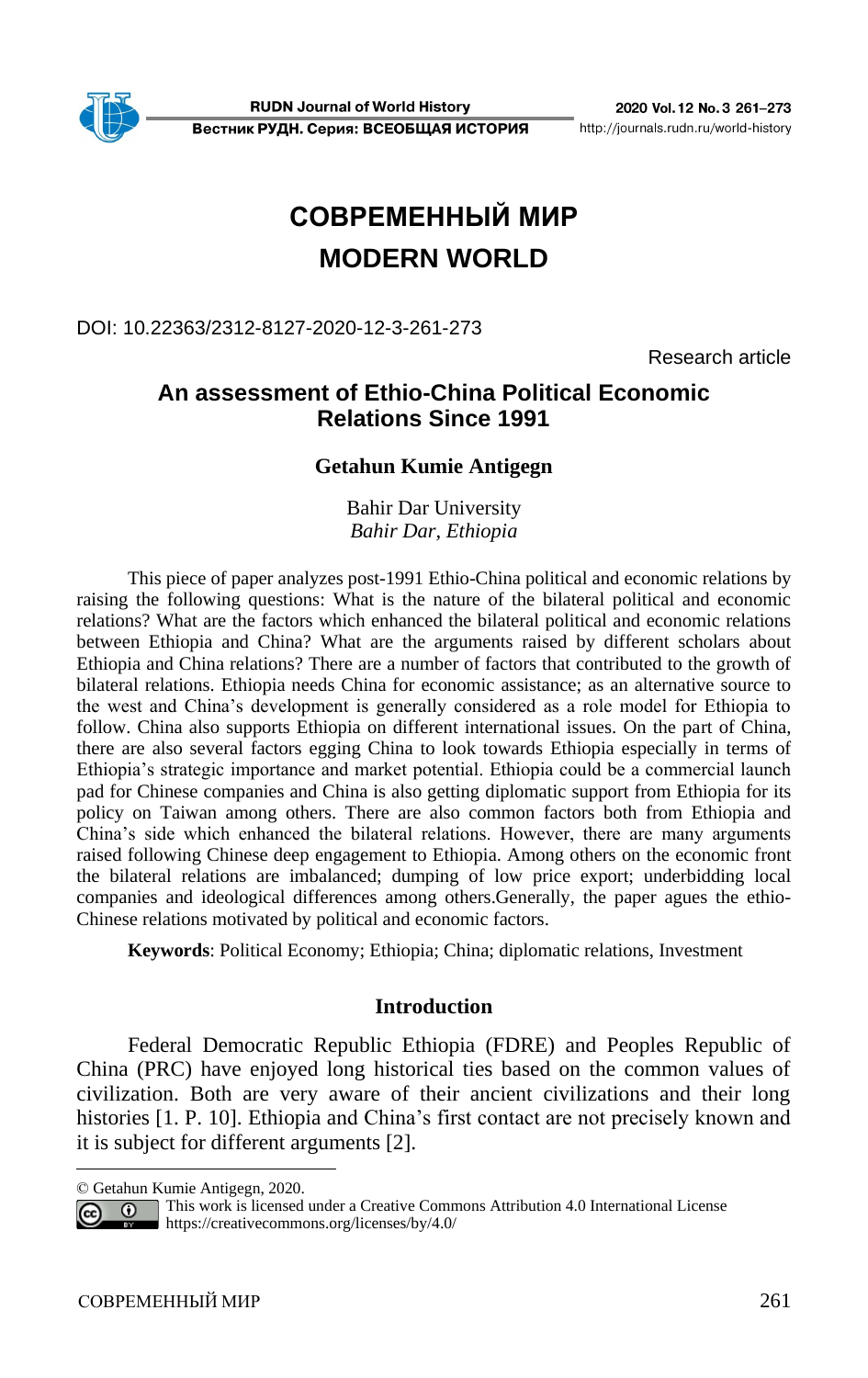# СОВРЕМЕННЫЙ МИР
# MODERN WORLD

DOI: 10.22363/2312-8127-2020-12-3-261-273

Research article

## An assessment of Ethio-China Political Economic Relations Since 1991

**Getahun Kumie Antigegn**

Bahir Dar University
*Bahir Dar, Ethiopia*

This piece of paper analyzes post-1991 Ethio-China political and economic relations by raising the following questions: What is the nature of the bilateral political and economic relations? What are the factors which enhanced the bilateral political and economic relations between Ethiopia and China? What are the arguments raised by different scholars about Ethiopia and China relations? There are a number of factors that contributed to the growth of bilateral relations. Ethiopia needs China for economic assistance; as an alternative source to the west and China's development is generally considered as a role model for Ethiopia to follow. China also supports Ethiopia on different international issues. On the part of China, there are also several factors egging China to look towards Ethiopia especially in terms of Ethiopia's strategic importance and market potential. Ethiopia could be a commercial launch pad for Chinese companies and China is also getting diplomatic support from Ethiopia for its policy on Taiwan among others. There are also common factors both from Ethiopia and China's side which enhanced the bilateral relations. However, there are many arguments raised following Chinese deep engagement to Ethiopia. Among others on the economic front the bilateral relations are imbalanced; dumping of low price export; underbidding local companies and ideological differences among others.Generally, the paper agues the ethio-Chinese relations motivated by political and economic factors.

**Keywords**: Political Economy; Ethiopia; China; diplomatic relations, Investment

### Introduction

Federal Democratic Republic Ethiopia (FDRE) and Peoples Republic of China (PRC) have enjoyed long historical ties based on the common values of civilization. Both are very aware of their ancient civilizations and their long histories [1. P. 10]. Ethiopia and China's first contact are not precisely known and it is subject for different arguments [2].

---

© Getahun Kumie Antigegn, 2020.

This work is licensed under a Creative Commons Attribution 4.0 International License https://creativecommons.org/licenses/by/4.0/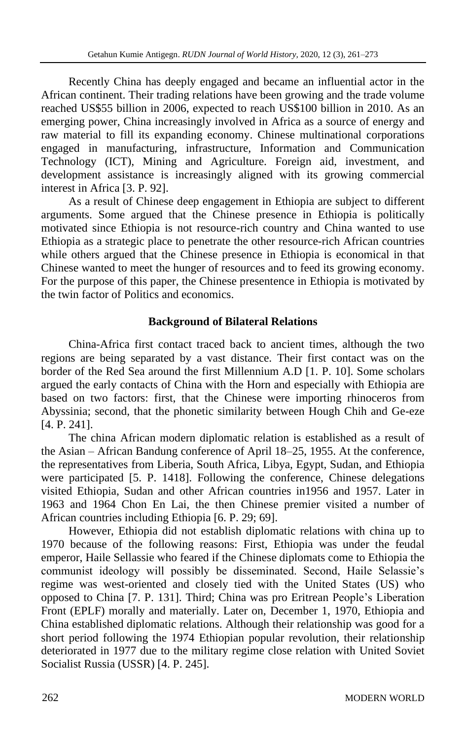Recently China has deeply engaged and became an influential actor in the African continent. Their trading relations have been growing and the trade volume reached US$55 billion in 2006, expected to reach US$100 billion in 2010. As an emerging power, China increasingly involved in Africa as a source of energy and raw material to fill its expanding economy. Chinese multinational corporations engaged in manufacturing, infrastructure, Information and Communication Technology (ICT), Mining and Agriculture. Foreign aid, investment, and development assistance is increasingly aligned with its growing commercial interest in Africa [3. P. 92].

As a result of Chinese deep engagement in Ethiopia are subject to different arguments. Some argued that the Chinese presence in Ethiopia is politically motivated since Ethiopia is not resource-rich country and China wanted to use Ethiopia as a strategic place to penetrate the other resource-rich African countries while others argued that the Chinese presence in Ethiopia is economical in that Chinese wanted to meet the hunger of resources and to feed its growing economy. For the purpose of this paper, the Chinese presentence in Ethiopia is motivated by the twin factor of Politics and economics.

## Background of Bilateral Relations

China-Africa first contact traced back to ancient times, although the two regions are being separated by a vast distance. Their first contact was on the border of the Red Sea around the first Millennium A.D [1. P. 10]. Some scholars argued the early contacts of China with the Horn and especially with Ethiopia are based on two factors: first, that the Chinese were importing rhinoceros from Abyssinia; second, that the phonetic similarity between Hough Chih and Ge-eze [4. P. 241].

The china African modern diplomatic relation is established as a result of the Asian – African Bandung conference of April 18–25, 1955. At the conference, the representatives from Liberia, South Africa, Libya, Egypt, Sudan, and Ethiopia were participated [5. P. 1418]. Following the conference, Chinese delegations visited Ethiopia, Sudan and other African countries in1956 and 1957. Later in 1963 and 1964 Chon En Lai, the then Chinese premier visited a number of African countries including Ethiopia [6. P. 29; 69].

However, Ethiopia did not establish diplomatic relations with china up to 1970 because of the following reasons: First, Ethiopia was under the feudal emperor, Haile Sellassie who feared if the Chinese diplomats come to Ethiopia the communist ideology will possibly be disseminated. Second, Haile Selassie's regime was west-oriented and closely tied with the United States (US) who opposed to China [7. P. 131]. Third; China was pro Eritrean People's Liberation Front (EPLF) morally and materially. Later on, December 1, 1970, Ethiopia and China established diplomatic relations. Although their relationship was good for a short period following the 1974 Ethiopian popular revolution, their relationship deteriorated in 1977 due to the military regime close relation with United Soviet Socialist Russia (USSR) [4. P. 245].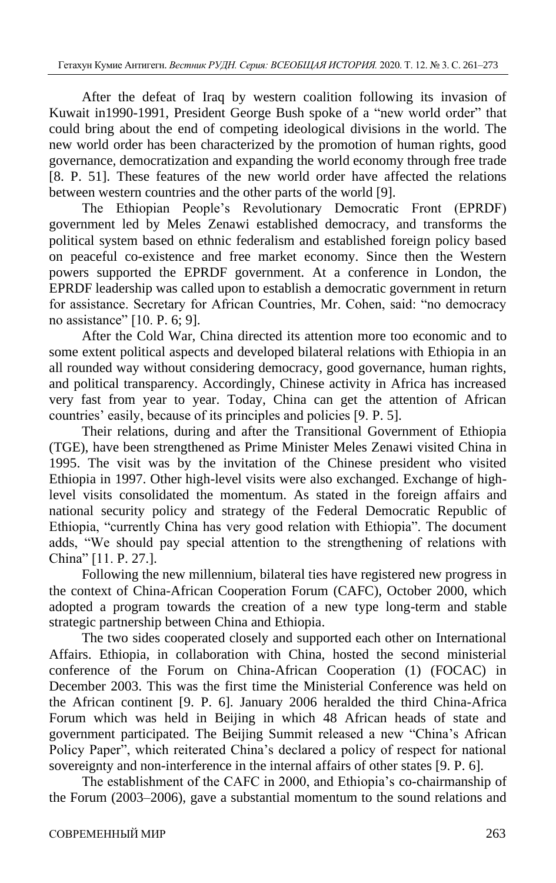After the defeat of Iraq by western coalition following its invasion of Kuwait in1990-1991, President George Bush spoke of a "new world order" that could bring about the end of competing ideological divisions in the world. The new world order has been characterized by the promotion of human rights, good governance, democratization and expanding the world economy through free trade [8. P. 51]. These features of the new world order have affected the relations between western countries and the other parts of the world [9].

The Ethiopian People's Revolutionary Democratic Front (EPRDF) government led by Meles Zenawi established democracy, and transforms the political system based on ethnic federalism and established foreign policy based on peaceful co-existence and free market economy. Since then the Western powers supported the EPRDF government. At a conference in London, the EPRDF leadership was called upon to establish a democratic government in return for assistance. Secretary for African Countries, Mr. Cohen, said: "no democracy no assistance" [10. P. 6; 9].

After the Cold War, China directed its attention more too economic and to some extent political aspects and developed bilateral relations with Ethiopia in an all rounded way without considering democracy, good governance, human rights, and political transparency. Accordingly, Chinese activity in Africa has increased very fast from year to year. Today, China can get the attention of African countries' easily, because of its principles and policies [9. P. 5].

Their relations, during and after the Transitional Government of Ethiopia (TGE), have been strengthened as Prime Minister Meles Zenawi visited China in 1995. The visit was by the invitation of the Chinese president who visited Ethiopia in 1997. Other high-level visits were also exchanged. Exchange of high-level visits consolidated the momentum. As stated in the foreign affairs and national security policy and strategy of the Federal Democratic Republic of Ethiopia, "currently China has very good relation with Ethiopia". The document adds, "We should pay special attention to the strengthening of relations with China" [11. P. 27.].

Following the new millennium, bilateral ties have registered new progress in the context of China-African Cooperation Forum (CAFC), October 2000, which adopted a program towards the creation of a new type long-term and stable strategic partnership between China and Ethiopia.

The two sides cooperated closely and supported each other on International Affairs. Ethiopia, in collaboration with China, hosted the second ministerial conference of the Forum on China-African Cooperation (1) (FOCAC) in December 2003. This was the first time the Ministerial Conference was held on the African continent [9. P. 6]. January 2006 heralded the third China-Africa Forum which was held in Beijing in which 48 African heads of state and government participated. The Beijing Summit released a new "China's African Policy Paper", which reiterated China's declared a policy of respect for national sovereignty and non-interference in the internal affairs of other states [9. P. 6].

The establishment of the CAFC in 2000, and Ethiopia's co-chairmanship of the Forum (2003–2006), gave a substantial momentum to the sound relations and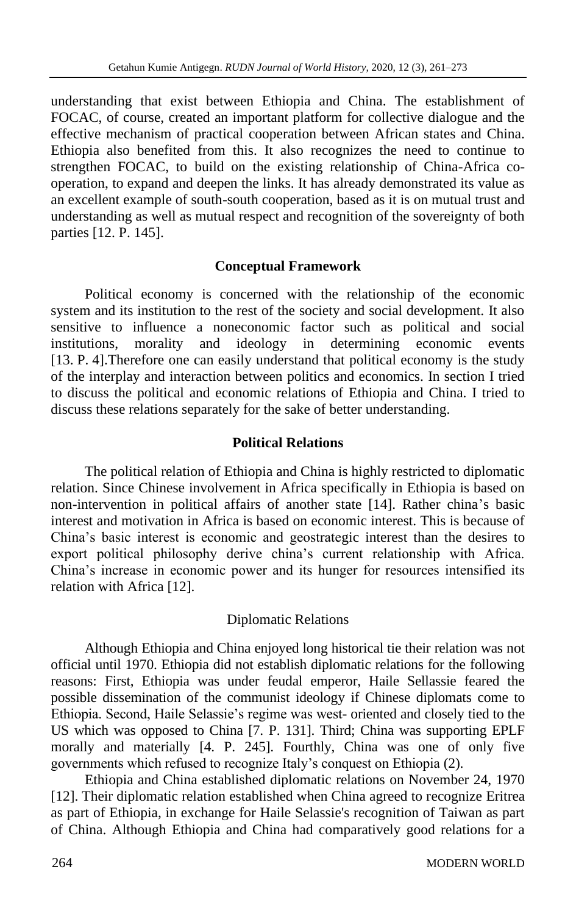understanding that exist between Ethiopia and China. The establishment of FOCAC, of course, created an important platform for collective dialogue and the effective mechanism of practical cooperation between African states and China. Ethiopia also benefited from this. It also recognizes the need to continue to strengthen FOCAC, to build on the existing relationship of China-Africa co-operation, to expand and deepen the links. It has already demonstrated its value as an excellent example of south-south cooperation, based as it is on mutual trust and understanding as well as mutual respect and recognition of the sovereignty of both parties [12. P. 145].

## Conceptual Framework

Political economy is concerned with the relationship of the economic system and its institution to the rest of the society and social development. It also sensitive to influence a noneconomic factor such as political and social institutions, morality and ideology in determining economic events [13. P. 4].Therefore one can easily understand that political economy is the study of the interplay and interaction between politics and economics. In section I tried to discuss the political and economic relations of Ethiopia and China. I tried to discuss these relations separately for the sake of better understanding.

## Political Relations

The political relation of Ethiopia and China is highly restricted to diplomatic relation. Since Chinese involvement in Africa specifically in Ethiopia is based on non-intervention in political affairs of another state [14]. Rather china's basic interest and motivation in Africa is based on economic interest. This is because of China's basic interest is economic and geostrategic interest than the desires to export political philosophy derive china's current relationship with Africa. China's increase in economic power and its hunger for resources intensified its relation with Africa [12].

### Diplomatic Relations

Although Ethiopia and China enjoyed long historical tie their relation was not official until 1970. Ethiopia did not establish diplomatic relations for the following reasons: First, Ethiopia was under feudal emperor, Haile Sellassie feared the possible dissemination of the communist ideology if Chinese diplomats come to Ethiopia. Second, Haile Selassie's regime was west- oriented and closely tied to the US which was opposed to China [7. P. 131]. Third; China was supporting EPLF morally and materially [4. P. 245]. Fourthly, China was one of only five governments which refused to recognize Italy's conquest on Ethiopia (2).

Ethiopia and China established diplomatic relations on November 24, 1970 [12]. Their diplomatic relation established when China agreed to recognize Eritrea as part of Ethiopia, in exchange for Haile Selassie's recognition of Taiwan as part of China. Although Ethiopia and China had comparatively good relations for a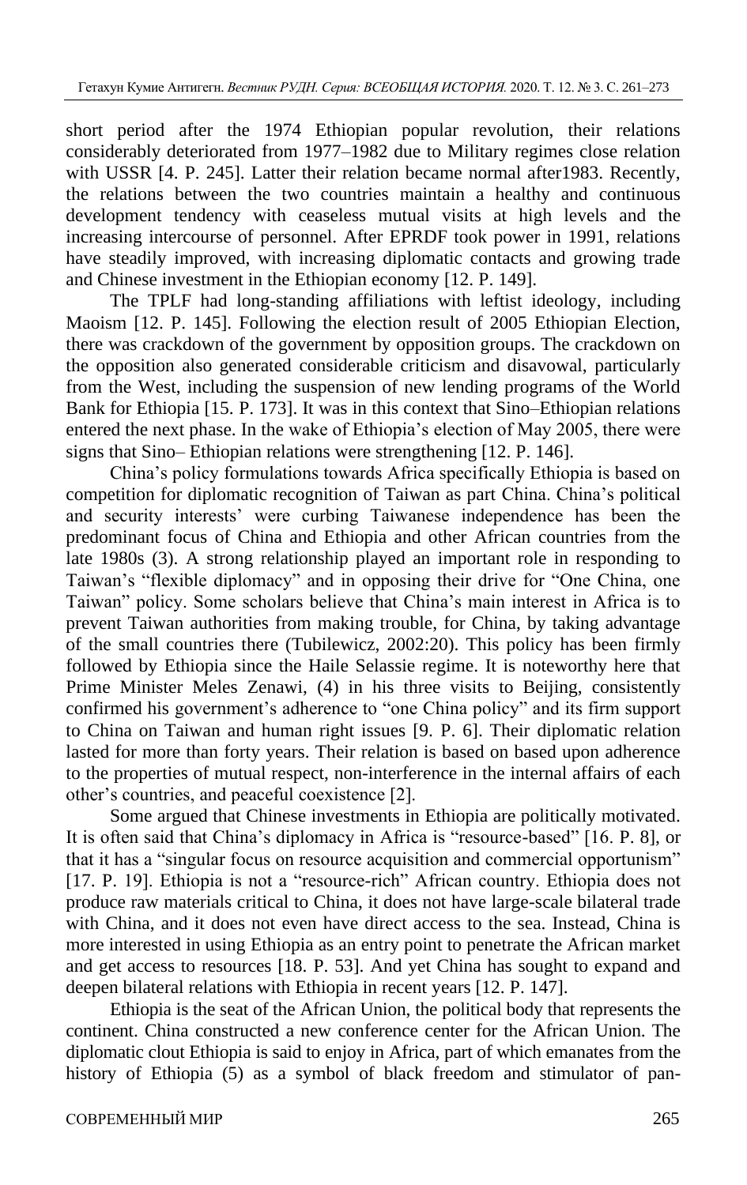short period after the 1974 Ethiopian popular revolution, their relations considerably deteriorated from 1977–1982 due to Military regimes close relation with USSR [4. P. 245]. Latter their relation became normal after1983. Recently, the relations between the two countries maintain a healthy and continuous development tendency with ceaseless mutual visits at high levels and the increasing intercourse of personnel. After EPRDF took power in 1991, relations have steadily improved, with increasing diplomatic contacts and growing trade and Chinese investment in the Ethiopian economy [12. P. 149].

The TPLF had long-standing affiliations with leftist ideology, including Maoism [12. P. 145]. Following the election result of 2005 Ethiopian Election, there was crackdown of the government by opposition groups. The crackdown on the opposition also generated considerable criticism and disavowal, particularly from the West, including the suspension of new lending programs of the World Bank for Ethiopia [15. P. 173]. It was in this context that Sino–Ethiopian relations entered the next phase. In the wake of Ethiopia's election of May 2005, there were signs that Sino– Ethiopian relations were strengthening [12. P. 146].

China's policy formulations towards Africa specifically Ethiopia is based on competition for diplomatic recognition of Taiwan as part China. China's political and security interests' were curbing Taiwanese independence has been the predominant focus of China and Ethiopia and other African countries from the late 1980s (3). A strong relationship played an important role in responding to Taiwan's "flexible diplomacy" and in opposing their drive for "One China, one Taiwan" policy. Some scholars believe that China's main interest in Africa is to prevent Taiwan authorities from making trouble, for China, by taking advantage of the small countries there (Tubilewicz, 2002:20). This policy has been firmly followed by Ethiopia since the Haile Selassie regime. It is noteworthy here that Prime Minister Meles Zenawi, (4) in his three visits to Beijing, consistently confirmed his government's adherence to "one China policy" and its firm support to China on Taiwan and human right issues [9. P. 6]. Their diplomatic relation lasted for more than forty years. Their relation is based on based upon adherence to the properties of mutual respect, non-interference in the internal affairs of each other's countries, and peaceful coexistence [2].

Some argued that Chinese investments in Ethiopia are politically motivated. It is often said that China's diplomacy in Africa is "resource-based" [16. P. 8], or that it has a "singular focus on resource acquisition and commercial opportunism" [17. P. 19]. Ethiopia is not a "resource-rich" African country. Ethiopia does not produce raw materials critical to China, it does not have large-scale bilateral trade with China, and it does not even have direct access to the sea. Instead, China is more interested in using Ethiopia as an entry point to penetrate the African market and get access to resources [18. P. 53]. And yet China has sought to expand and deepen bilateral relations with Ethiopia in recent years [12. P. 147].

Ethiopia is the seat of the African Union, the political body that represents the continent. China constructed a new conference center for the African Union. The diplomatic clout Ethiopia is said to enjoy in Africa, part of which emanates from the history of Ethiopia (5) as a symbol of black freedom and stimulator of pan-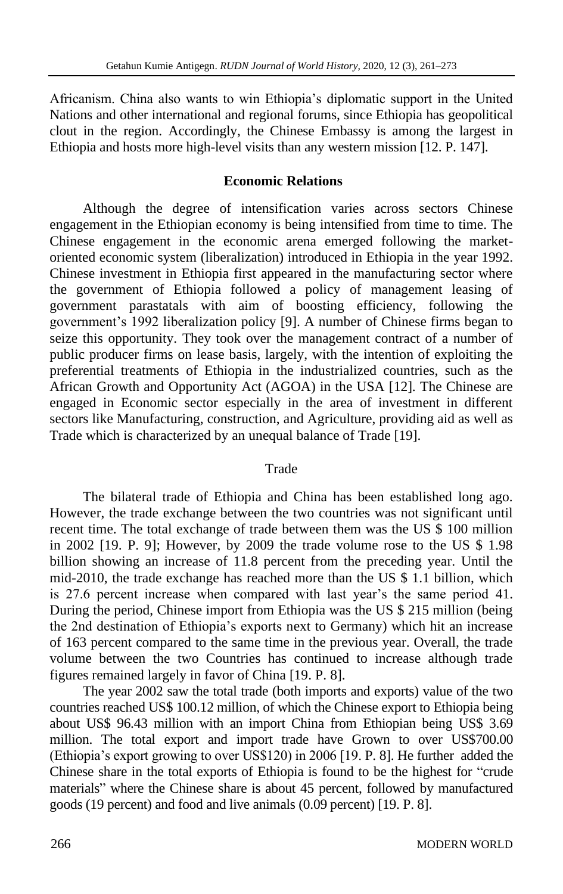Africanism. China also wants to win Ethiopia's diplomatic support in the United Nations and other international and regional forums, since Ethiopia has geopolitical clout in the region. Accordingly, the Chinese Embassy is among the largest in Ethiopia and hosts more high-level visits than any western mission [12. P. 147].

## Economic Relations

Although the degree of intensification varies across sectors Chinese engagement in the Ethiopian economy is being intensified from time to time. The Chinese engagement in the economic arena emerged following the market-oriented economic system (liberalization) introduced in Ethiopia in the year 1992. Chinese investment in Ethiopia first appeared in the manufacturing sector where the government of Ethiopia followed a policy of management leasing of government parastatals with aim of boosting efficiency, following the government's 1992 liberalization policy [9]. A number of Chinese firms began to seize this opportunity. They took over the management contract of a number of public producer firms on lease basis, largely, with the intention of exploiting the preferential treatments of Ethiopia in the industrialized countries, such as the African Growth and Opportunity Act (AGOA) in the USA [12]. The Chinese are engaged in Economic sector especially in the area of investment in different sectors like Manufacturing, construction, and Agriculture, providing aid as well as Trade which is characterized by an unequal balance of Trade [19].

### Trade

The bilateral trade of Ethiopia and China has been established long ago. However, the trade exchange between the two countries was not significant until recent time. The total exchange of trade between them was the US $ 100 million in 2002 [19. P. 9]; However, by 2009 the trade volume rose to the US $ 1.98 billion showing an increase of 11.8 percent from the preceding year. Until the mid-2010, the trade exchange has reached more than the US $ 1.1 billion, which is 27.6 percent increase when compared with last year's the same period 41. During the period, Chinese import from Ethiopia was the US $ 215 million (being the 2nd destination of Ethiopia's exports next to Germany) which hit an increase of 163 percent compared to the same time in the previous year. Overall, the trade volume between the two Countries has continued to increase although trade figures remained largely in favor of China [19. P. 8].

The year 2002 saw the total trade (both imports and exports) value of the two countries reached US$ 100.12 million, of which the Chinese export to Ethiopia being about US$ 96.43 million with an import China from Ethiopian being US$ 3.69 million. The total export and import trade have Grown to over US$700.00 (Ethiopia's export growing to over US$120) in 2006 [19. P. 8]. He further added the Chinese share in the total exports of Ethiopia is found to be the highest for "crude materials" where the Chinese share is about 45 percent, followed by manufactured goods (19 percent) and food and live animals (0.09 percent) [19. P. 8].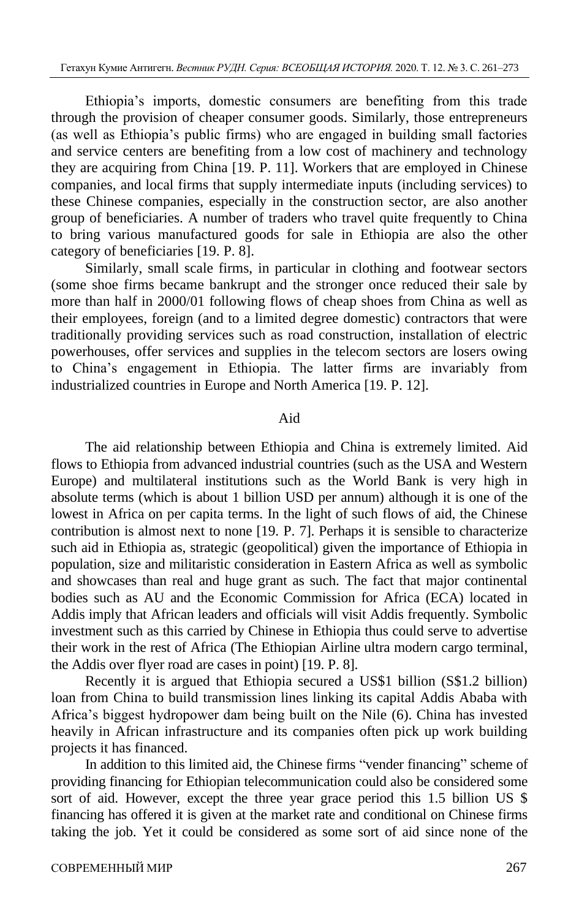Ethiopia's imports, domestic consumers are benefiting from this trade through the provision of cheaper consumer goods. Similarly, those entrepreneurs (as well as Ethiopia's public firms) who are engaged in building small factories and service centers are benefiting from a low cost of machinery and technology they are acquiring from China [19. P. 11]. Workers that are employed in Chinese companies, and local firms that supply intermediate inputs (including services) to these Chinese companies, especially in the construction sector, are also another group of beneficiaries. A number of traders who travel quite frequently to China to bring various manufactured goods for sale in Ethiopia are also the other category of beneficiaries [19. P. 8].

Similarly, small scale firms, in particular in clothing and footwear sectors (some shoe firms became bankrupt and the stronger once reduced their sale by more than half in 2000/01 following flows of cheap shoes from China as well as their employees, foreign (and to a limited degree domestic) contractors that were traditionally providing services such as road construction, installation of electric powerhouses, offer services and supplies in the telecom sectors are losers owing to China's engagement in Ethiopia. The latter firms are invariably from industrialized countries in Europe and North America [19. P. 12].

## Aid

The aid relationship between Ethiopia and China is extremely limited. Aid flows to Ethiopia from advanced industrial countries (such as the USA and Western Europe) and multilateral institutions such as the World Bank is very high in absolute terms (which is about 1 billion USD per annum) although it is one of the lowest in Africa on per capita terms. In the light of such flows of aid, the Chinese contribution is almost next to none [19. P. 7]. Perhaps it is sensible to characterize such aid in Ethiopia as, strategic (geopolitical) given the importance of Ethiopia in population, size and militaristic consideration in Eastern Africa as well as symbolic and showcases than real and huge grant as such. The fact that major continental bodies such as AU and the Economic Commission for Africa (ECA) located in Addis imply that African leaders and officials will visit Addis frequently. Symbolic investment such as this carried by Chinese in Ethiopia thus could serve to advertise their work in the rest of Africa (The Ethiopian Airline ultra modern cargo terminal, the Addis over flyer road are cases in point) [19. P. 8].

Recently it is argued that Ethiopia secured a US$1 billion (S$1.2 billion) loan from China to build transmission lines linking its capital Addis Ababa with Africa's biggest hydropower dam being built on the Nile (6). China has invested heavily in African infrastructure and its companies often pick up work building projects it has financed.

In addition to this limited aid, the Chinese firms "vender financing" scheme of providing financing for Ethiopian telecommunication could also be considered some sort of aid. However, except the three year grace period this 1.5 billion US $ financing has offered it is given at the market rate and conditional on Chinese firms taking the job. Yet it could be considered as some sort of aid since none of the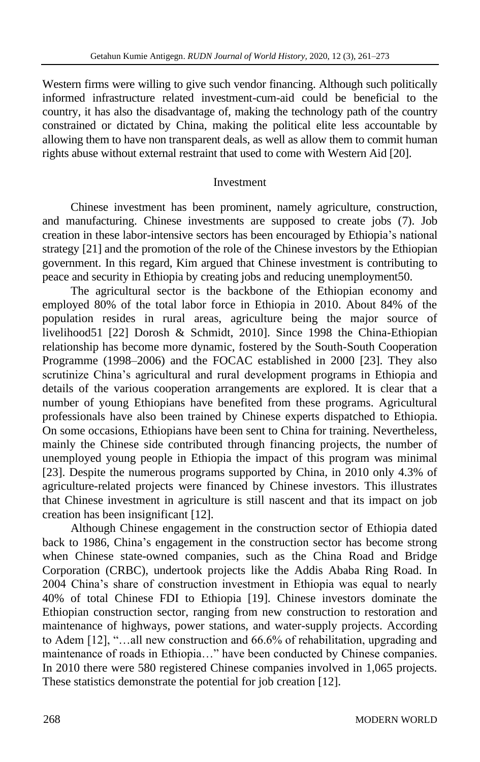Western firms were willing to give such vendor financing. Although such politically informed infrastructure related investment-cum-aid could be beneficial to the country, it has also the disadvantage of, making the technology path of the country constrained or dictated by China, making the political elite less accountable by allowing them to have non transparent deals, as well as allow them to commit human rights abuse without external restraint that used to come with Western Aid [20].

## Investment

Chinese investment has been prominent, namely agriculture, construction, and manufacturing. Chinese investments are supposed to create jobs (7). Job creation in these labor-intensive sectors has been encouraged by Ethiopia's national strategy [21] and the promotion of the role of the Chinese investors by the Ethiopian government. In this regard, Kim argued that Chinese investment is contributing to peace and security in Ethiopia by creating jobs and reducing unemployment50.

The agricultural sector is the backbone of the Ethiopian economy and employed 80% of the total labor force in Ethiopia in 2010. About 84% of the population resides in rural areas, agriculture being the major source of livelihood51 [22] Dorosh & Schmidt, 2010]. Since 1998 the China-Ethiopian relationship has become more dynamic, fostered by the South-South Cooperation Programme (1998–2006) and the FOCAC established in 2000 [23]. They also scrutinize China's agricultural and rural development programs in Ethiopia and details of the various cooperation arrangements are explored. It is clear that a number of young Ethiopians have benefited from these programs. Agricultural professionals have also been trained by Chinese experts dispatched to Ethiopia. On some occasions, Ethiopians have been sent to China for training. Nevertheless, mainly the Chinese side contributed through financing projects, the number of unemployed young people in Ethiopia the impact of this program was minimal [23]. Despite the numerous programs supported by China, in 2010 only 4.3% of agriculture-related projects were financed by Chinese investors. This illustrates that Chinese investment in agriculture is still nascent and that its impact on job creation has been insignificant [12].

Although Chinese engagement in the construction sector of Ethiopia dated back to 1986, China's engagement in the construction sector has become strong when Chinese state-owned companies, such as the China Road and Bridge Corporation (CRBC), undertook projects like the Addis Ababa Ring Road. In 2004 China's share of construction investment in Ethiopia was equal to nearly 40% of total Chinese FDI to Ethiopia [19]. Chinese investors dominate the Ethiopian construction sector, ranging from new construction to restoration and maintenance of highways, power stations, and water-supply projects. According to Adem [12], "…all new construction and 66.6% of rehabilitation, upgrading and maintenance of roads in Ethiopia…" have been conducted by Chinese companies. In 2010 there were 580 registered Chinese companies involved in 1,065 projects. These statistics demonstrate the potential for job creation [12].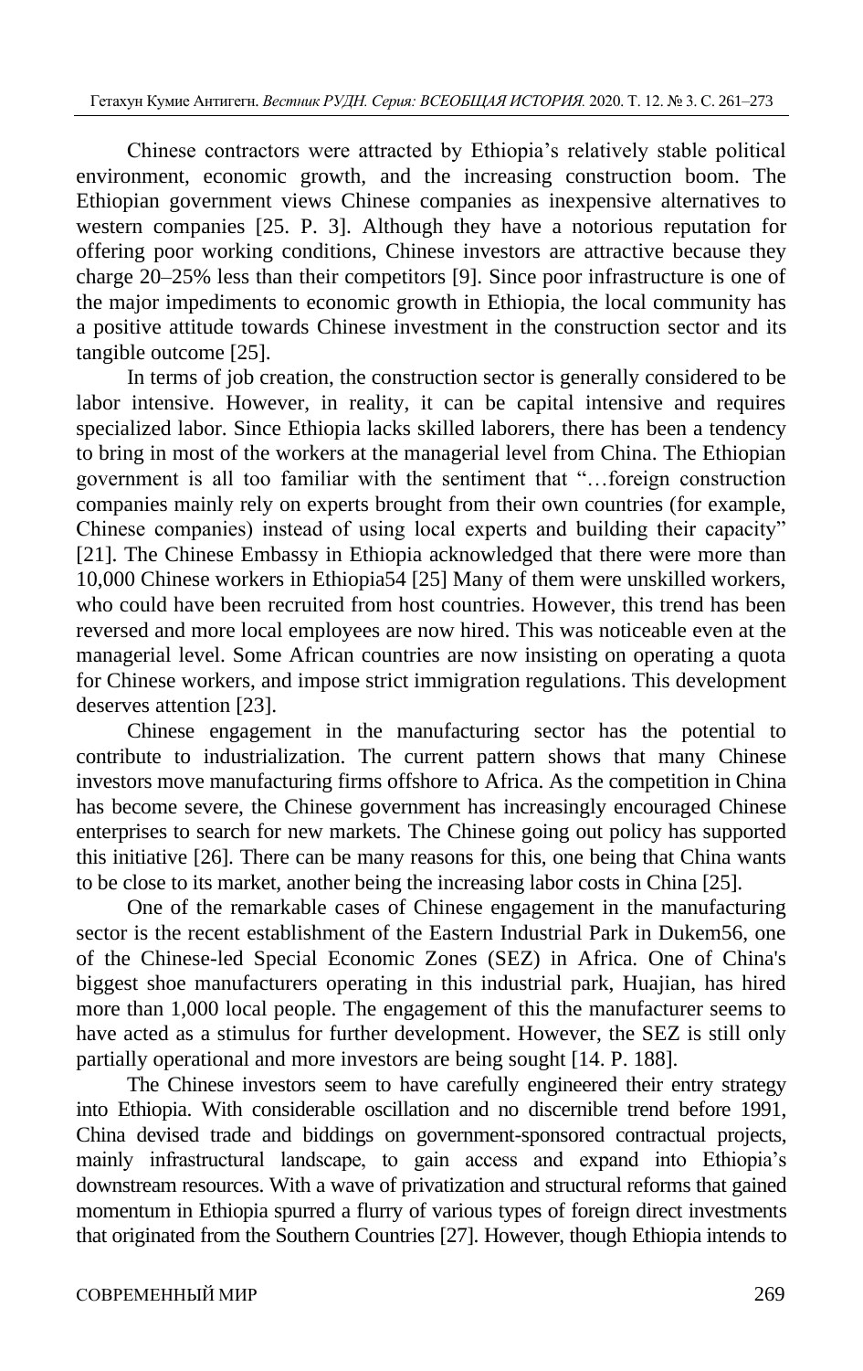Chinese contractors were attracted by Ethiopia's relatively stable political environment, economic growth, and the increasing construction boom. The Ethiopian government views Chinese companies as inexpensive alternatives to western companies [25. P. 3]. Although they have a notorious reputation for offering poor working conditions, Chinese investors are attractive because they charge 20–25% less than their competitors [9]. Since poor infrastructure is one of the major impediments to economic growth in Ethiopia, the local community has a positive attitude towards Chinese investment in the construction sector and its tangible outcome [25].

In terms of job creation, the construction sector is generally considered to be labor intensive. However, in reality, it can be capital intensive and requires specialized labor. Since Ethiopia lacks skilled laborers, there has been a tendency to bring in most of the workers at the managerial level from China. The Ethiopian government is all too familiar with the sentiment that "…foreign construction companies mainly rely on experts brought from their own countries (for example, Chinese companies) instead of using local experts and building their capacity" [21]. The Chinese Embassy in Ethiopia acknowledged that there were more than 10,000 Chinese workers in Ethiopia54 [25] Many of them were unskilled workers, who could have been recruited from host countries. However, this trend has been reversed and more local employees are now hired. This was noticeable even at the managerial level. Some African countries are now insisting on operating a quota for Chinese workers, and impose strict immigration regulations. This development deserves attention [23].

Chinese engagement in the manufacturing sector has the potential to contribute to industrialization. The current pattern shows that many Chinese investors move manufacturing firms offshore to Africa. As the competition in China has become severe, the Chinese government has increasingly encouraged Chinese enterprises to search for new markets. The Chinese going out policy has supported this initiative [26]. There can be many reasons for this, one being that China wants to be close to its market, another being the increasing labor costs in China [25].

One of the remarkable cases of Chinese engagement in the manufacturing sector is the recent establishment of the Eastern Industrial Park in Dukem56, one of the Chinese-led Special Economic Zones (SEZ) in Africa. One of China's biggest shoe manufacturers operating in this industrial park, Huajian, has hired more than 1,000 local people. The engagement of this the manufacturer seems to have acted as a stimulus for further development. However, the SEZ is still only partially operational and more investors are being sought [14. P. 188].

The Chinese investors seem to have carefully engineered their entry strategy into Ethiopia. With considerable oscillation and no discernible trend before 1991, China devised trade and biddings on government-sponsored contractual projects, mainly infrastructural landscape, to gain access and expand into Ethiopia's downstream resources. With a wave of privatization and structural reforms that gained momentum in Ethiopia spurred a flurry of various types of foreign direct investments that originated from the Southern Countries [27]. However, though Ethiopia intends to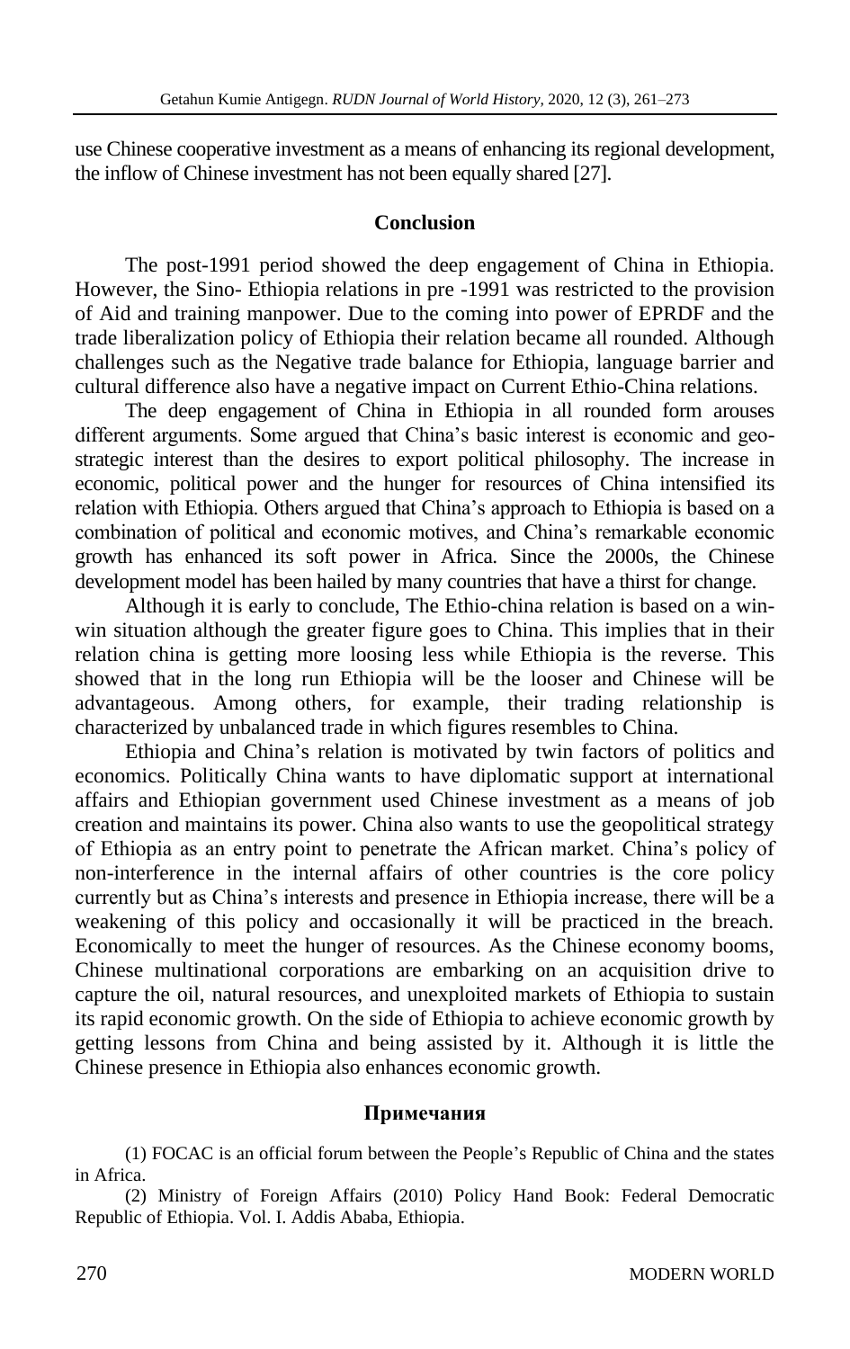use Chinese cooperative investment as a means of enhancing its regional development, the inflow of Chinese investment has not been equally shared [27].

## Conclusion

The post-1991 period showed the deep engagement of China in Ethiopia. However, the Sino- Ethiopia relations in pre -1991 was restricted to the provision of Aid and training manpower. Due to the coming into power of EPRDF and the trade liberalization policy of Ethiopia their relation became all rounded. Although challenges such as the Negative trade balance for Ethiopia, language barrier and cultural difference also have a negative impact on Current Ethio-China relations.

The deep engagement of China in Ethiopia in all rounded form arouses different arguments. Some argued that China's basic interest is economic and geo-strategic interest than the desires to export political philosophy. The increase in economic, political power and the hunger for resources of China intensified its relation with Ethiopia. Others argued that China's approach to Ethiopia is based on a combination of political and economic motives, and China's remarkable economic growth has enhanced its soft power in Africa. Since the 2000s, the Chinese development model has been hailed by many countries that have a thirst for change.

Although it is early to conclude, The Ethio-china relation is based on a win-win situation although the greater figure goes to China. This implies that in their relation china is getting more loosing less while Ethiopia is the reverse. This showed that in the long run Ethiopia will be the looser and Chinese will be advantageous. Among others, for example, their trading relationship is characterized by unbalanced trade in which figures resembles to China.

Ethiopia and China's relation is motivated by twin factors of politics and economics. Politically China wants to have diplomatic support at international affairs and Ethiopian government used Chinese investment as a means of job creation and maintains its power. China also wants to use the geopolitical strategy of Ethiopia as an entry point to penetrate the African market. China's policy of non-interference in the internal affairs of other countries is the core policy currently but as China's interests and presence in Ethiopia increase, there will be a weakening of this policy and occasionally it will be practiced in the breach. Economically to meet the hunger of resources. As the Chinese economy booms, Chinese multinational corporations are embarking on an acquisition drive to capture the oil, natural resources, and unexploited markets of Ethiopia to sustain its rapid economic growth. On the side of Ethiopia to achieve economic growth by getting lessons from China and being assisted by it. Although it is little the Chinese presence in Ethiopia also enhances economic growth.

## Примечания

(1) FOCAC is an official forum between the People's Republic of China and the states in Africa.

(2) Ministry of Foreign Affairs (2010) Policy Hand Book: Federal Democratic Republic of Ethiopia. Vol. I. Addis Ababa, Ethiopia.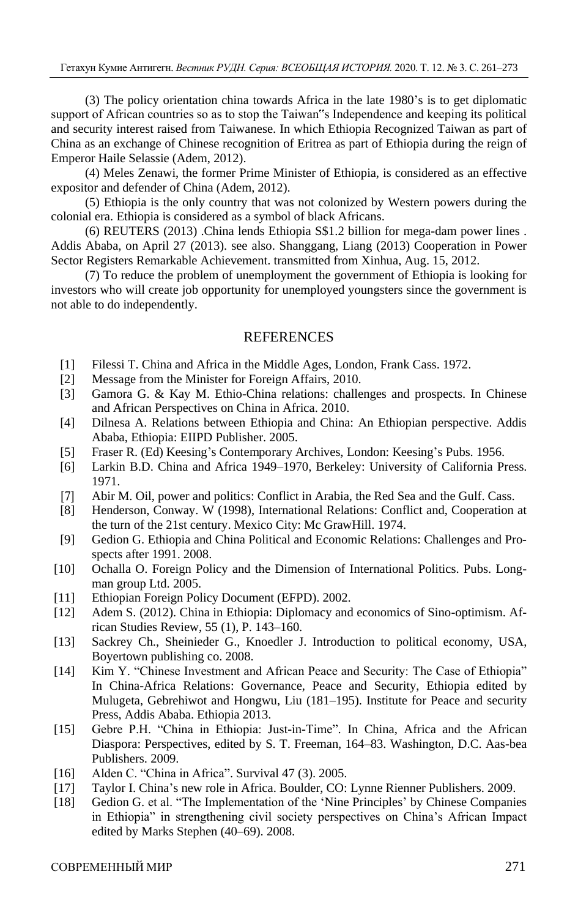(3) The policy orientation china towards Africa in the late 1980's is to get diplomatic support of African countries so as to stop the Taiwan"s Independence and keeping its political and security interest raised from Taiwanese. In which Ethiopia Recognized Taiwan as part of China as an exchange of Chinese recognition of Eritrea as part of Ethiopia during the reign of Emperor Haile Selassie (Adem, 2012).

(4) Meles Zenawi, the former Prime Minister of Ethiopia, is considered as an effective expositor and defender of China (Adem, 2012).

(5) Ethiopia is the only country that was not colonized by Western powers during the colonial era. Ethiopia is considered as a symbol of black Africans.

(6) REUTERS (2013) .China lends Ethiopia S$1.2 billion for mega-dam power lines . Addis Ababa, on April 27 (2013). see also. Shanggang, Liang (2013) Cooperation in Power Sector Registers Remarkable Achievement. transmitted from Xinhua, Aug. 15, 2012.

(7) To reduce the problem of unemployment the government of Ethiopia is looking for investors who will create job opportunity for unemployed youngsters since the government is not able to do independently.

## REFERENCES

[1] Filessi T. China and Africa in the Middle Ages, London, Frank Cass. 1972.
[2] Message from the Minister for Foreign Affairs, 2010.
[3] Gamora G. & Kay M. Ethio-China relations: challenges and prospects. In Chinese and African Perspectives on China in Africa. 2010.
[4] Dilnesa A. Relations between Ethiopia and China: An Ethiopian perspective. Addis Ababa, Ethiopia: EIIPD Publisher. 2005.
[5] Fraser R. (Ed) Keesing's Contemporary Archives, London: Keesing's Pubs. 1956.
[6] Larkin B.D. China and Africa 1949–1970, Berkeley: University of California Press. 1971.
[7] Abir M. Oil, power and politics: Conflict in Arabia, the Red Sea and the Gulf. Cass.
[8] Henderson, Conway. W (1998), International Relations: Conflict and, Cooperation at the turn of the 21st century. Mexico City: Mc GrawHill. 1974.
[9] Gedion G. Ethiopia and China Political and Economic Relations: Challenges and Prospects after 1991. 2008.
[10] Ochalla O. Foreign Policy and the Dimension of International Politics. Pubs. Longman group Ltd. 2005.
[11] Ethiopian Foreign Policy Document (EFPD). 2002.
[12] Adem S. (2012). China in Ethiopia: Diplomacy and economics of Sino-optimism. African Studies Review, 55 (1), P. 143–160.
[13] Sackrey Ch., Sheinieder G., Knoedler J. Introduction to political economy, USA, Boyertown publishing co. 2008.
[14] Kim Y. "Chinese Investment and African Peace and Security: The Case of Ethiopia" In China-Africa Relations: Governance, Peace and Security, Ethiopia edited by Mulugeta, Gebrehiwot and Hongwu, Liu (181–195). Institute for Peace and security Press, Addis Ababa. Ethiopia 2013.
[15] Gebre P.H. "China in Ethiopia: Just-in-Time". In China, Africa and the African Diaspora: Perspectives, edited by S. T. Freeman, 164–83. Washington, D.C. Aas-bea Publishers. 2009.
[16] Alden C. "China in Africa". Survival 47 (3). 2005.
[17] Taylor I. China's new role in Africa. Boulder, CO: Lynne Rienner Publishers. 2009.
[18] Gedion G. et al. "The Implementation of the 'Nine Principles' by Chinese Companies in Ethiopia" in strengthening civil society perspectives on China's African Impact edited by Marks Stephen (40–69). 2008.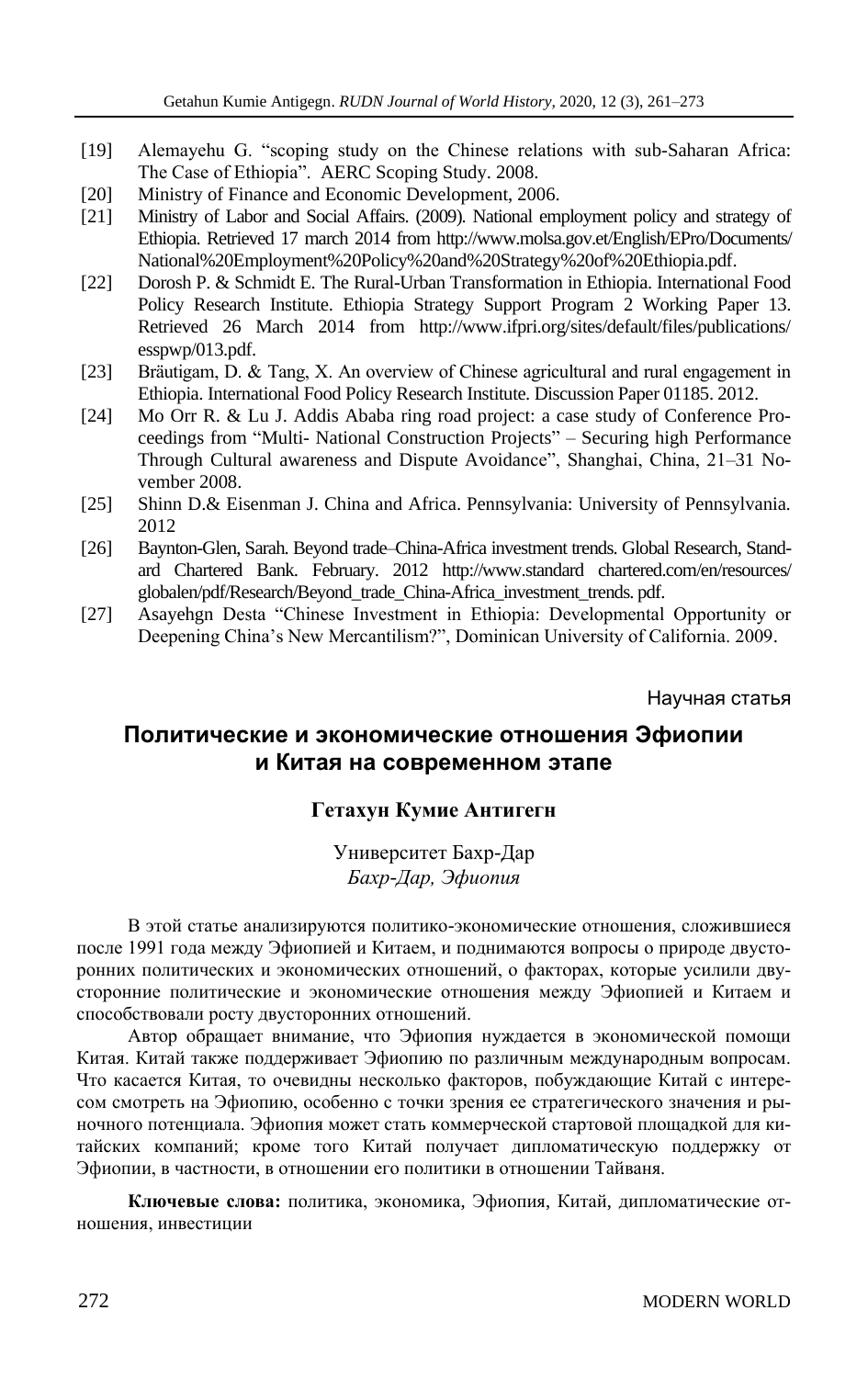[19] Alemayehu G. "scoping study on the Chinese relations with sub-Saharan Africa: The Case of Ethiopia". AERC Scoping Study. 2008.

[20] Ministry of Finance and Economic Development, 2006.

[21] Ministry of Labor and Social Affairs. (2009). National employment policy and strategy of Ethiopia. Retrieved 17 march 2014 from http://www.molsa.gov.et/English/EPro/Documents/National%20Employment%20Policy%20and%20Strategy%20of%20Ethiopia.pdf.

[22] Dorosh P. & Schmidt E. The Rural-Urban Transformation in Ethiopia. International Food Policy Research Institute. Ethiopia Strategy Support Program 2 Working Paper 13. Retrieved 26 March 2014 from http://www.ifpri.org/sites/default/files/publications/esspwp/013.pdf.

[23] Bräutigam, D. & Tang, X. An overview of Chinese agricultural and rural engagement in Ethiopia. International Food Policy Research Institute. Discussion Paper 01185. 2012.

[24] Mo Orr R. & Lu J. Addis Ababa ring road project: a case study of Conference Proceedings from "Multi- National Construction Projects" – Securing high Performance Through Cultural awareness and Dispute Avoidance", Shanghai, China, 21–31 November 2008.

[25] Shinn D.& Eisenman J. China and Africa. Pennsylvania: University of Pennsylvania. 2012

[26] Baynton-Glen, Sarah. Beyond trade–China-Africa investment trends. Global Research, Standard Chartered Bank. February. 2012 http://www.standard chartered.com/en/resources/globalen/pdf/Research/Beyond_trade_China-Africa_investment_trends. pdf.

[27] Asayehgn Desta "Chinese Investment in Ethiopia: Developmental Opportunity or Deepening China's New Mercantilism?", Dominican University of California. 2009.

Научная статья

## Политические и экономические отношения Эфиопии и Китая на современном этапе

**Гетахун Кумие Антигегн**

Университет Бахр-Дар
*Бахр-Дар, Эфиопия*

В этой статье анализируются политико-экономические отношения, сложившиеся после 1991 года между Эфиопией и Китаем, и поднимаются вопросы о природе двусторонних политических и экономических отношений, о факторах, которые усилили двусторонние политические и экономические отношения между Эфиопией и Китаем и способствовали росту двусторонних отношений.

Автор обращает внимание, что Эфиопия нуждается в экономической помощи Китая. Китай также поддерживает Эфиопию по различным международным вопросам. Что касается Китая, то очевидны несколько факторов, побуждающие Китай с интересом смотреть на Эфиопию, особенно с точки зрения ее стратегического значения и рыночного потенциала. Эфиопия может стать коммерческой стартовой площадкой для китайских компаний; кроме того Китай получает дипломатическую поддержку от Эфиопии, в частности, в отношении его политики в отношении Тайваня.

**Ключевые слова:** политика, экономика, Эфиопия, Китай, дипломатические отношения, инвестиции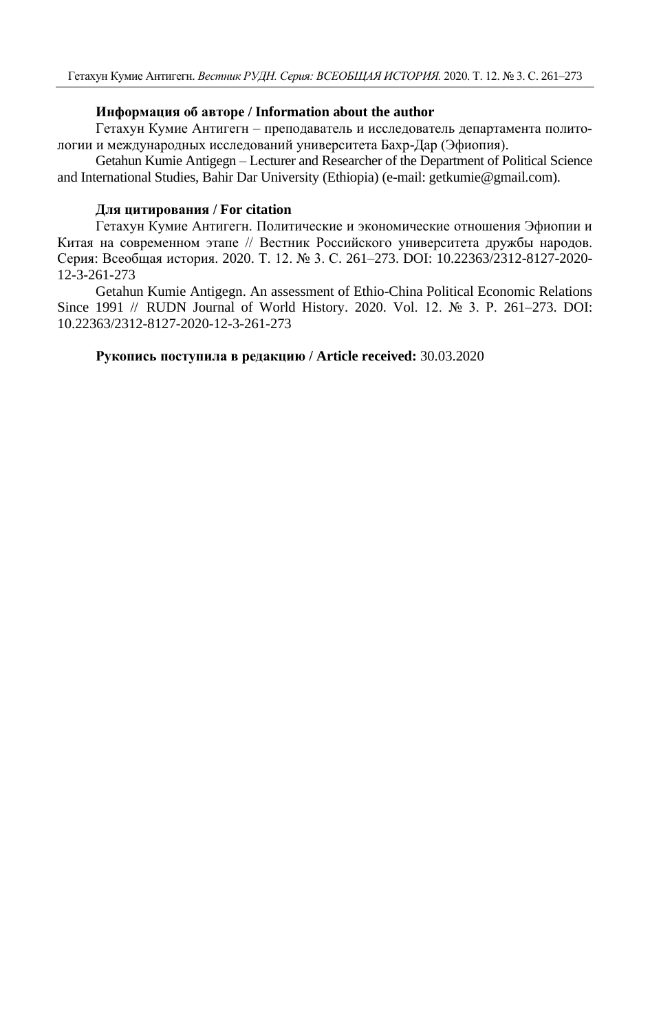**Информация об авторе / Information about the author**

Гетахун Кумие Антигегн – преподаватель и исследователь департамента политологии и международных исследований университета Бахр-Дар (Эфиопия).

Getahun Kumie Antigegn – Lecturer and Researcher of the Department of Political Science and International Studies, Bahir Dar University (Ethiopia) (e-mail: getkumie@gmail.com).

**Для цитирования / For citation**

Гетахун Кумие Антигегн. Политические и экономические отношения Эфиопии и Китая на современном этапе // Вестник Российского университета дружбы народов. Серия: Всеобщая история. 2020. Т. 12. № 3. С. 261–273. DOI: 10.22363/2312-8127-2020-12-3-261-273

Getahun Kumie Antigegn. An assessment of Ethio-China Political Economic Relations Since 1991 // RUDN Journal of World History. 2020. Vol. 12. № 3. P. 261–273. DOI: 10.22363/2312-8127-2020-12-3-261-273

**Рукопись поступила в редакцию / Article received:** 30.03.2020